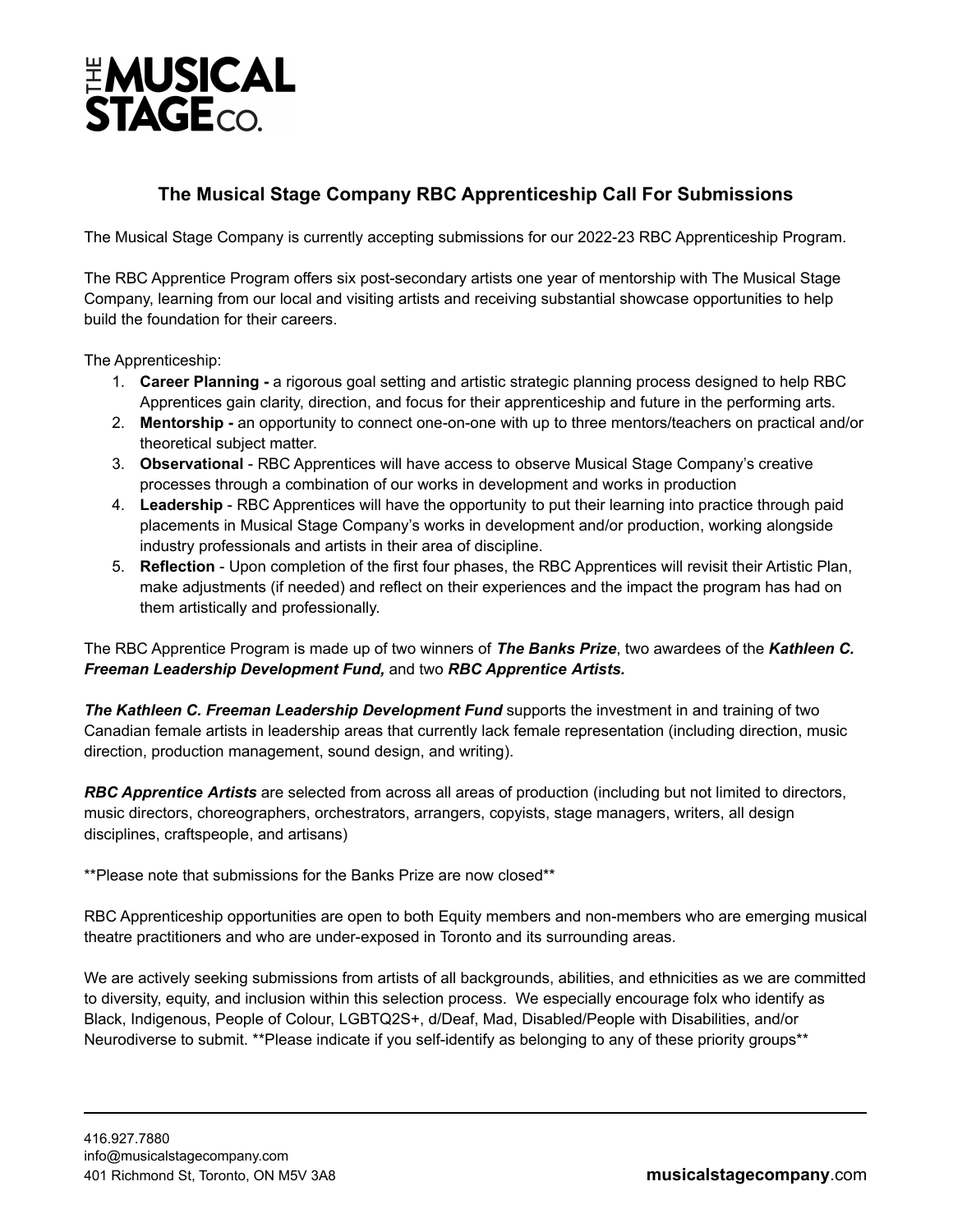# The Musical Stage Company RBC Apprenticeship Call For Submissions

The Musical Stage Company is currently accepting submissions for our 2022-23 RBC Apprenticeship Program.

The RBC Apprentice Program offers six post-secondary artists one year of mentorship with The Musical Stage Company, learning from our local and visiting artists and receiving substantial showcase opportunities to help build the foundation for their careers.

The Apprenticeship:

1. **Career Planning -** a rigorous goal setting and artistic strategic planning process designed to help RBC Apprentices gain clarity, direction, and focus for their apprenticeship and future in the performing arts.
2. **Mentorship -** an opportunity to connect one-on-one with up to three mentors/teachers on practical and/or theoretical subject matter.
3. **Observational** - RBC Apprentices will have access to observe Musical Stage Company's creative processes through a combination of our works in development and works in production
4. **Leadership** - RBC Apprentices will have the opportunity to put their learning into practice through paid placements in Musical Stage Company's works in development and/or production, working alongside industry professionals and artists in their area of discipline.
5. **Reflection** - Upon completion of the first four phases, the RBC Apprentices will revisit their Artistic Plan, make adjustments (if needed) and reflect on their experiences and the impact the program has had on them artistically and professionally.

The RBC Apprentice Program is made up of two winners of ***The Banks Prize***, two awardees of the ***Kathleen C. Freeman Leadership Development Fund,*** and two ***RBC Apprentice Artists.***

***The Kathleen C. Freeman Leadership Development Fund*** supports the investment in and training of two Canadian female artists in leadership areas that currently lack female representation (including direction, music direction, production management, sound design, and writing).

***RBC Apprentice Artists*** are selected from across all areas of production (including but not limited to directors, music directors, choreographers, orchestrators, arrangers, copyists, stage managers, writers, all design disciplines, craftspeople, and artisans)

**Please note that submissions for the Banks Prize are now closed**

RBC Apprenticeship opportunities are open to both Equity members and non-members who are emerging musical theatre practitioners and who are under-exposed in Toronto and its surrounding areas.

We are actively seeking submissions from artists of all backgrounds, abilities, and ethnicities as we are committed to diversity, equity, and inclusion within this selection process. We especially encourage folx who identify as Black, Indigenous, People of Colour, LGBTQ2S+, d/Deaf, Mad, Disabled/People with Disabilities, and/or Neurodiverse to submit. **Please indicate if you self-identify as belonging to any of these priority groups**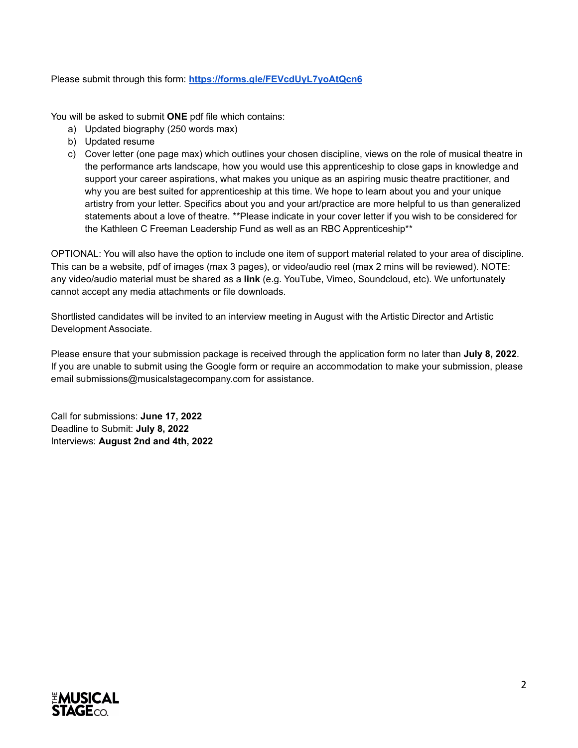Please submit through this form: **[https://forms.gle/FEVcdUyL7yoAtQcn6](https://forms.gle/FEVcdUyL7yoAtQcn6)**

You will be asked to submit **ONE** pdf file which contains:

a) Updated biography (250 words max)
b) Updated resume
c) Cover letter (one page max) which outlines your chosen discipline, views on the role of musical theatre in the performance arts landscape, how you would use this apprenticeship to close gaps in knowledge and support your career aspirations, what makes you unique as an aspiring music theatre practitioner, and why you are best suited for apprenticeship at this time. We hope to learn about you and your unique artistry from your letter. Specifics about you and your art/practice are more helpful to us than generalized statements about a love of theatre. **Please indicate in your cover letter if you wish to be considered for the Kathleen C Freeman Leadership Fund as well as an RBC Apprenticeship**

OPTIONAL: You will also have the option to include one item of support material related to your area of discipline. This can be a website, pdf of images (max 3 pages), or video/audio reel (max 2 mins will be reviewed). NOTE: any video/audio material must be shared as a **link** (e.g. YouTube, Vimeo, Soundcloud, etc). We unfortunately cannot accept any media attachments or file downloads.

Shortlisted candidates will be invited to an interview meeting in August with the Artistic Director and Artistic Development Associate.

Please ensure that your submission package is received through the application form no later than **July 8, 2022**. If you are unable to submit using the Google form or require an accommodation to make your submission, please email submissions@musicalstagecompany.com for assistance.

Call for submissions: **June 17, 2022**
Deadline to Submit: **July 8, 2022**
Interviews: **August 2nd and 4th, 2022**

THE MUSICAL STAGE CO.